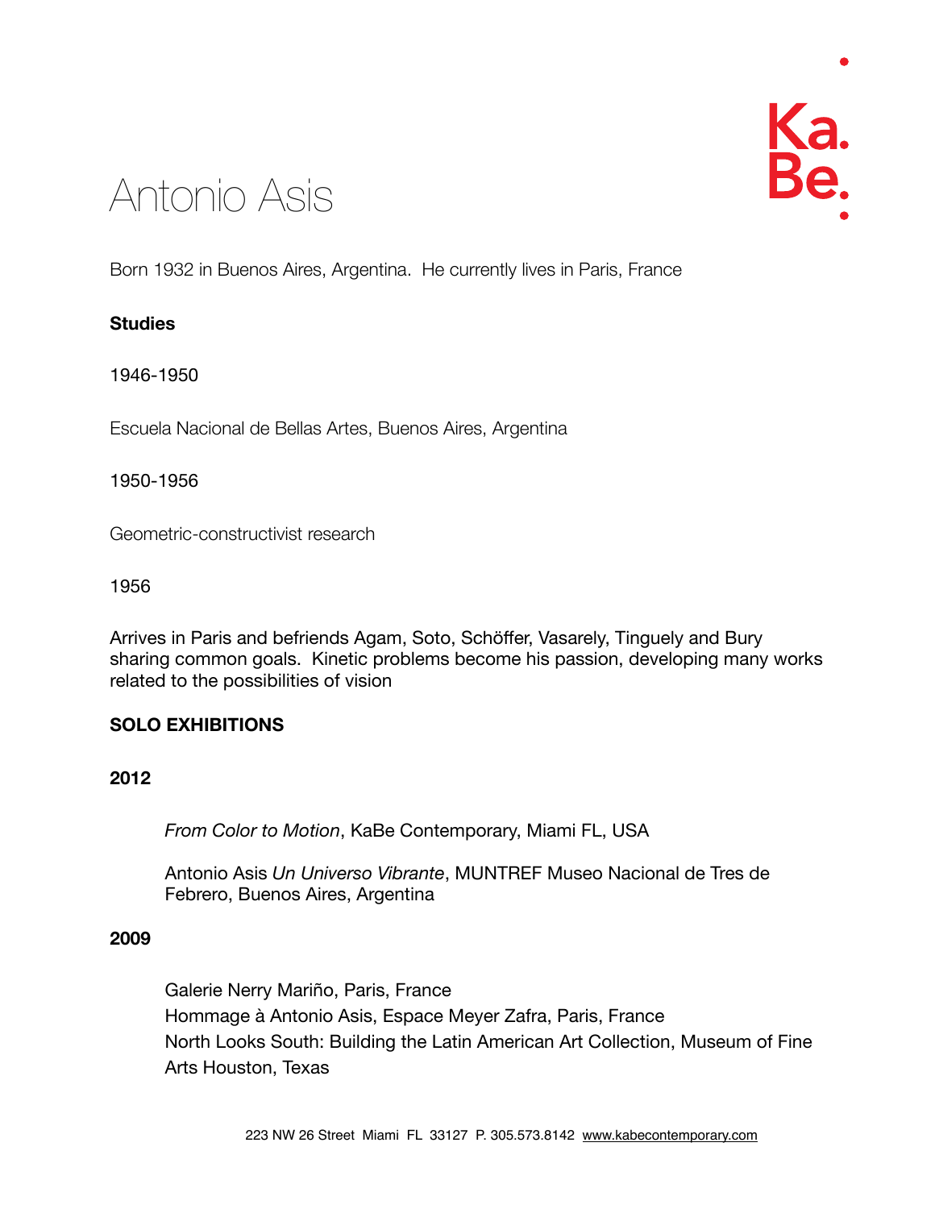# Antonio Asis

Born 1932 in Buenos Aires, Argentina. He currently lives in Paris, France

**Studies**

1946-1950

Escuela Nacional de Bellas Artes, Buenos Aires, Argentina

1950-1956

Geometric-constructivist research

1956

Arrives in Paris and befriends Agam, Soto, Schöffer, Vasarely, Tinguely and Bury sharing common goals. Kinetic problems become his passion, developing many works related to the possibilities of vision

## SOLO EXHIBITIONS

**2012**

*From Color to Motion*, KaBe Contemporary, Miami FL, USA

Antonio Asis *Un Universo Vibrante*, MUNTREF Museo Nacional de Tres de Febrero, Buenos Aires, Argentina

**2009**

Galerie Nerry Mariño, Paris, France
Hommage à Antonio Asis, Espace Meyer Zafra, Paris, France
North Looks South: Building the Latin American Art Collection, Museum of Fine Arts Houston, Texas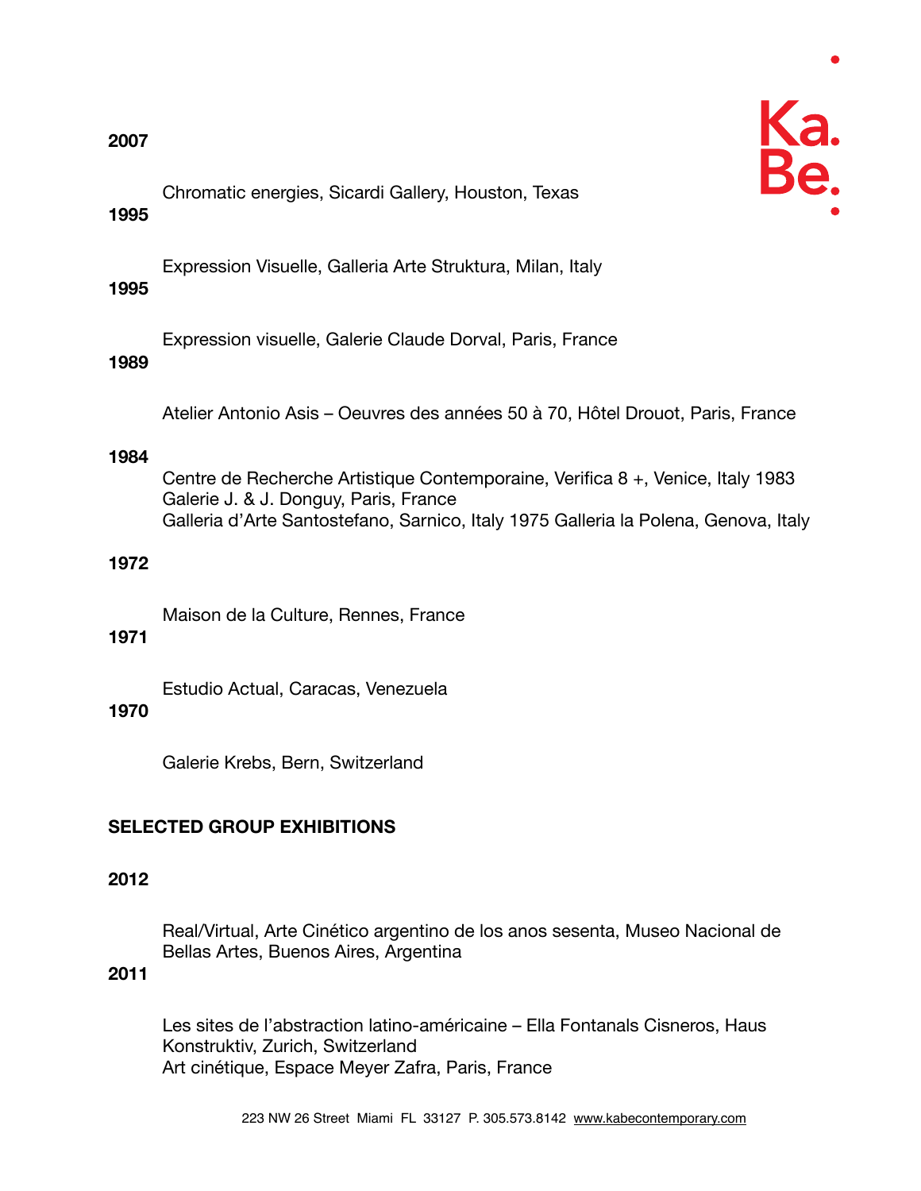**2007**

Chromatic energies, Sicardi Gallery, Houston, Texas

**1995**

Expression Visuelle, Galleria Arte Struktura, Milan, Italy

**1995**

Expression visuelle, Galerie Claude Dorval, Paris, France

**1989**

Atelier Antonio Asis – Oeuvres des années 50 à 70, Hôtel Drouot, Paris, France

**1984**

Centre de Recherche Artistique Contemporaine, Verifica 8 +, Venice, Italy 1983 Galerie J. & J. Donguy, Paris, France
Galleria d'Arte Santostefano, Sarnico, Italy 1975 Galleria la Polena, Genova, Italy

**1972**

Maison de la Culture, Rennes, France

**1971**

Estudio Actual, Caracas, Venezuela

**1970**

Galerie Krebs, Bern, Switzerland

## SELECTED GROUP EXHIBITIONS

**2012**

Real/Virtual, Arte Cinético argentino de los anos sesenta, Museo Nacional de Bellas Artes, Buenos Aires, Argentina

**2011**

Les sites de l'abstraction latino-américaine – Ella Fontanals Cisneros, Haus Konstruktiv, Zurich, Switzerland
Art cinétique, Espace Meyer Zafra, Paris, France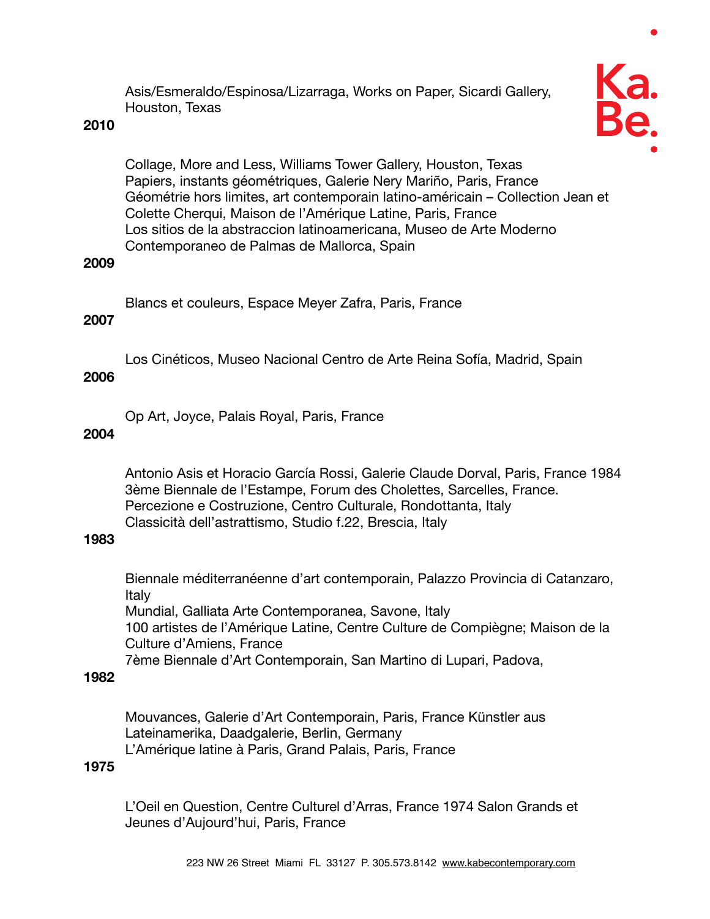Asis/Esmeraldo/Espinosa/Lizarraga, Works on Paper, Sicardi Gallery, Houston, Texas

**2010**

Collage, More and Less, Williams Tower Gallery, Houston, Texas
Papiers, instants géométriques, Galerie Nery Mariño, Paris, France
Géométrie hors limites, art contemporain latino-américain – Collection Jean et Colette Cherqui, Maison de l'Amérique Latine, Paris, France
Los sitios de la abstraccion latinoamericana, Museo de Arte Moderno Contemporaneo de Palmas de Mallorca, Spain

**2009**

Blancs et couleurs, Espace Meyer Zafra, Paris, France

**2007**

Los Cinéticos, Museo Nacional Centro de Arte Reina Sofía, Madrid, Spain

**2006**

Op Art, Joyce, Palais Royal, Paris, France

**2004**

Antonio Asis et Horacio García Rossi, Galerie Claude Dorval, Paris, France 1984
3ème Biennale de l'Estampe, Forum des Cholettes, Sarcelles, France.
Percezione e Costruzione, Centro Culturale, Rondottanta, Italy
Classicità dell'astrattismo, Studio f.22, Brescia, Italy

**1983**

Biennale méditerranéenne d'art contemporain, Palazzo Provincia di Catanzaro, Italy
Mundial, Galliata Arte Contemporanea, Savone, Italy
100 artistes de l'Amérique Latine, Centre Culture de Compiègne; Maison de la Culture d'Amiens, France
7ème Biennale d'Art Contemporain, San Martino di Lupari, Padova,

**1982**

Mouvances, Galerie d'Art Contemporain, Paris, France Künstler aus Lateinamerika, Daadgalerie, Berlin, Germany
L'Amérique latine à Paris, Grand Palais, Paris, France

**1975**

L'Oeil en Question, Centre Culturel d'Arras, France 1974 Salon Grands et Jeunes d'Aujourd'hui, Paris, France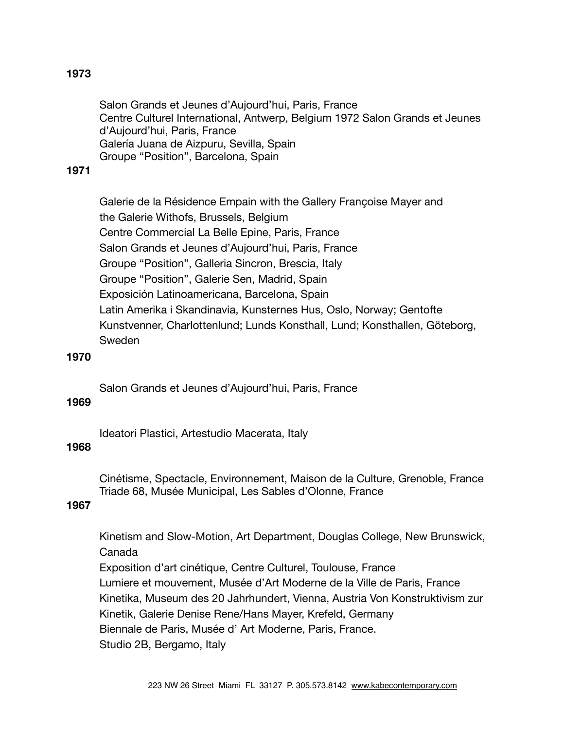**1973**

Salon Grands et Jeunes d'Aujourd'hui, Paris, France
Centre Culturel International, Antwerp, Belgium 1972 Salon Grands et Jeunes d'Aujourd'hui, Paris, France
Galería Juana de Aizpuru, Sevilla, Spain
Groupe "Position", Barcelona, Spain

**1971**

Galerie de la Résidence Empain with the Gallery Françoise Mayer and the Galerie Withofs, Brussels, Belgium
Centre Commercial La Belle Epine, Paris, France
Salon Grands et Jeunes d'Aujourd'hui, Paris, France
Groupe "Position", Galleria Sincron, Brescia, Italy
Groupe "Position", Galerie Sen, Madrid, Spain
Exposición Latinoamericana, Barcelona, Spain
Latin Amerika i Skandinavia, Kunsternes Hus, Oslo, Norway; Gentofte Kunstvenner, Charlottenlund; Lunds Konsthall, Lund; Konsthallen, Göteborg, Sweden

**1970**

Salon Grands et Jeunes d'Aujourd'hui, Paris, France

**1969**

Ideatori Plastici, Artestudio Macerata, Italy

**1968**

Cinétisme, Spectacle, Environnement, Maison de la Culture, Grenoble, France
Triade 68, Musée Municipal, Les Sables d'Olonne, France

**1967**

Kinetism and Slow-Motion, Art Department, Douglas College, New Brunswick, Canada
Exposition d'art cinétique, Centre Culturel, Toulouse, France
Lumiere et mouvement, Musée d'Art Moderne de la Ville de Paris, France
Kinetika, Museum des 20 Jahrhundert, Vienna, Austria Von Konstruktivism zur Kinetik, Galerie Denise Rene/Hans Mayer, Krefeld, Germany
Biennale de Paris, Musée d' Art Moderne, Paris, France.
Studio 2B, Bergamo, Italy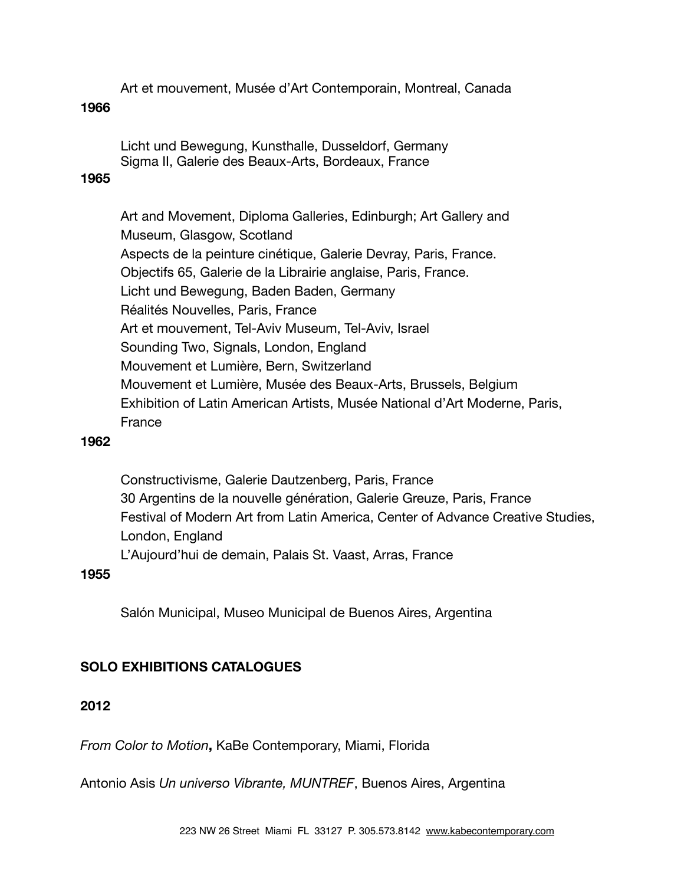Art et mouvement, Musée d'Art Contemporain, Montreal, Canada

**1966**

Licht und Bewegung, Kunsthalle, Dusseldorf, Germany
Sigma II, Galerie des Beaux-Arts, Bordeaux, France

**1965**

Art and Movement, Diploma Galleries, Edinburgh; Art Gallery and Museum, Glasgow, Scotland
Aspects de la peinture cinétique, Galerie Devray, Paris, France.
Objectifs 65, Galerie de la Librairie anglaise, Paris, France.
Licht und Bewegung, Baden Baden, Germany
Réalités Nouvelles, Paris, France
Art et mouvement, Tel-Aviv Museum, Tel-Aviv, Israel
Sounding Two, Signals, London, England
Mouvement et Lumière, Bern, Switzerland
Mouvement et Lumière, Musée des Beaux-Arts, Brussels, Belgium
Exhibition of Latin American Artists, Musée National d'Art Moderne, Paris, France

**1962**

Constructivisme, Galerie Dautzenberg, Paris, France
30 Argentins de la nouvelle génération, Galerie Greuze, Paris, France
Festival of Modern Art from Latin America, Center of Advance Creative Studies, London, England
L'Aujourd'hui de demain, Palais St. Vaast, Arras, France

**1955**

Salón Municipal, Museo Municipal de Buenos Aires, Argentina

## SOLO EXHIBITIONS CATALOGUES

**2012**

*From Color to Motion***,** KaBe Contemporary, Miami, Florida

Antonio Asis *Un universo Vibrante, MUNTREF*, Buenos Aires, Argentina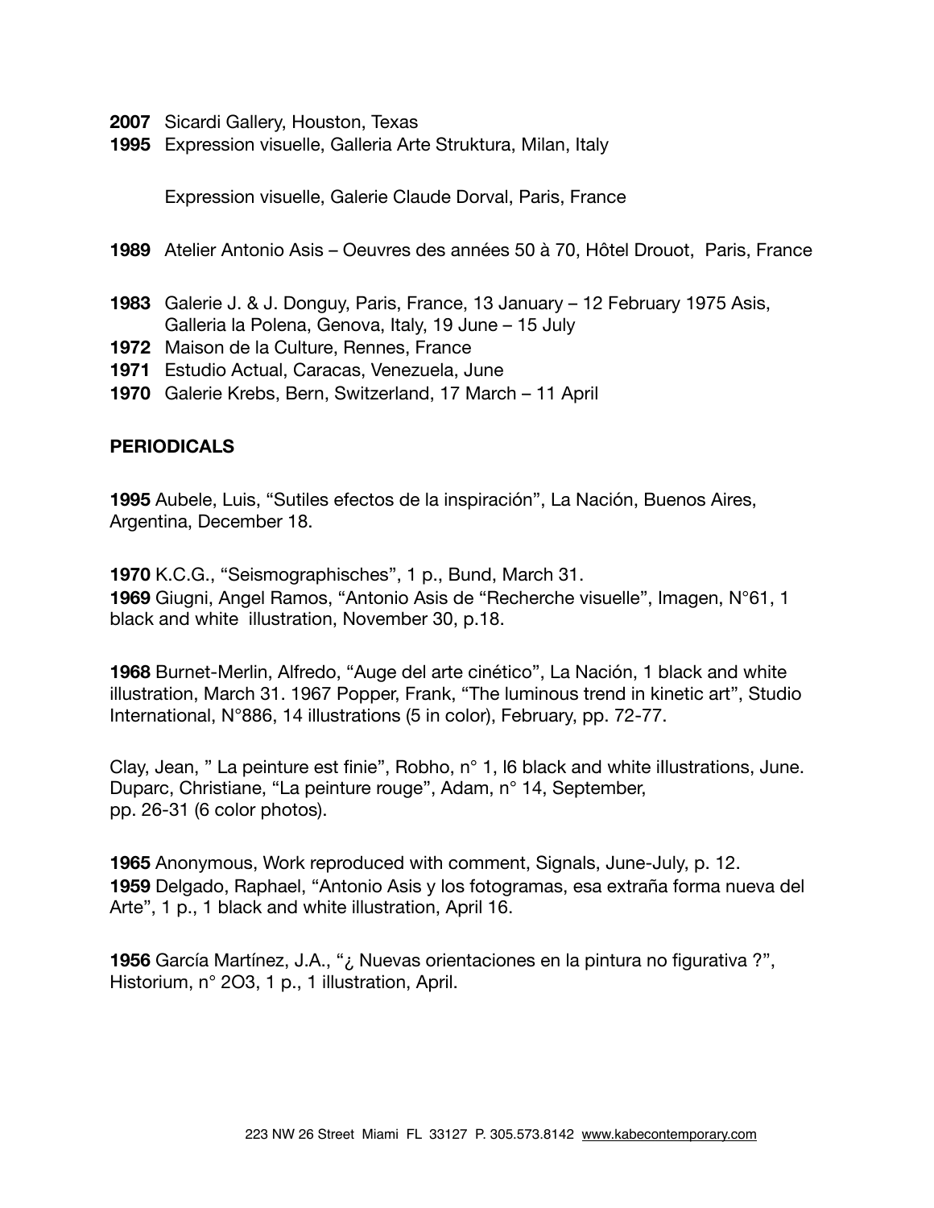**2007** Sicardi Gallery, Houston, Texas
**1995** Expression visuelle, Galleria Arte Struktura, Milan, Italy

Expression visuelle, Galerie Claude Dorval, Paris, France

**1989** Atelier Antonio Asis – Oeuvres des années 50 à 70, Hôtel Drouot, Paris, France

**1983** Galerie J. & J. Donguy, Paris, France, 13 January – 12 February 1975 Asis, Galleria la Polena, Genova, Italy, 19 June – 15 July
**1972** Maison de la Culture, Rennes, France
**1971** Estudio Actual, Caracas, Venezuela, June
**1970** Galerie Krebs, Bern, Switzerland, 17 March – 11 April

**PERIODICALS**

**1995** Aubele, Luis, "Sutiles efectos de la inspiración", La Nación, Buenos Aires, Argentina, December 18.

**1970** K.C.G., "Seismographisches", 1 p., Bund, March 31.
**1969** Giugni, Angel Ramos, "Antonio Asis de "Recherche visuelle", Imagen, N°61, 1 black and white illustration, November 30, p.18.

**1968** Burnet-Merlin, Alfredo, "Auge del arte cinético", La Nación, 1 black and white illustration, March 31. 1967 Popper, Frank, "The luminous trend in kinetic art", Studio International, N°886, 14 illustrations (5 in color), February, pp. 72-77.

Clay, Jean, " La peinture est finie", Robho, n° 1, l6 black and white illustrations, June. Duparc, Christiane, "La peinture rouge", Adam, n° 14, September, pp. 26-31 (6 color photos).

**1965** Anonymous, Work reproduced with comment, Signals, June-July, p. 12.
**1959** Delgado, Raphael, "Antonio Asis y los fotogramas, esa extraña forma nueva del Arte", 1 p., 1 black and white illustration, April 16.

**1956** García Martínez, J.A., "¿ Nuevas orientaciones en la pintura no figurativa ?", Historium, n° 2O3, 1 p., 1 illustration, April.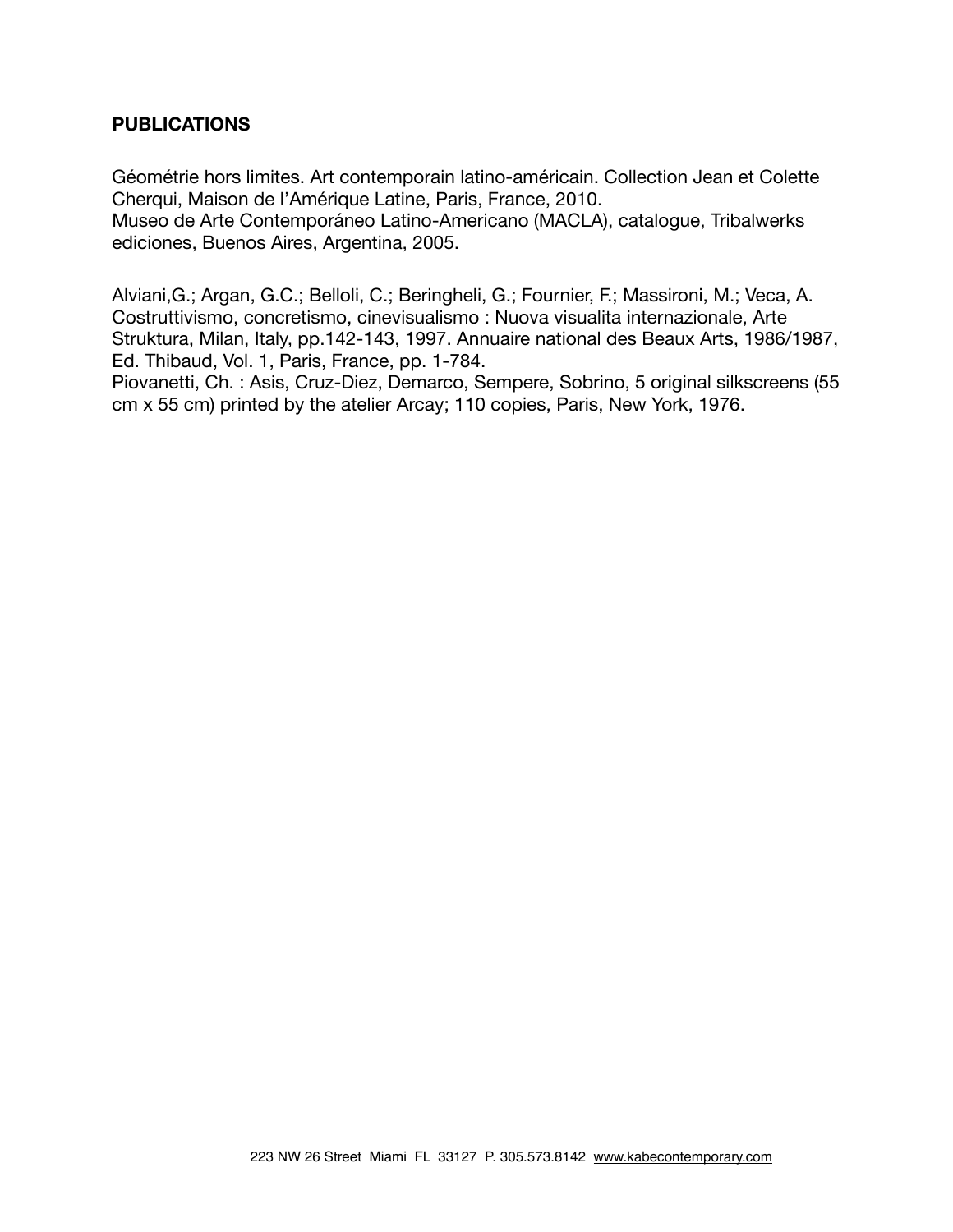**PUBLICATIONS**

Géométrie hors limites. Art contemporain latino-américain. Collection Jean et Colette Cherqui, Maison de l'Amérique Latine, Paris, France, 2010.
Museo de Arte Contemporáneo Latino-Americano (MACLA), catalogue, Tribalwerks ediciones, Buenos Aires, Argentina, 2005.

Alviani,G.; Argan, G.C.; Belloli, C.; Beringheli, G.; Fournier, F.; Massironi, M.; Veca, A. Costruttivismo, concretismo, cinevisualismo : Nuova visualita internazionale, Arte Struktura, Milan, Italy, pp.142-143, 1997. Annuaire national des Beaux Arts, 1986/1987, Ed. Thibaud, Vol. 1, Paris, France, pp. 1-784.
Piovanetti, Ch. : Asis, Cruz-Diez, Demarco, Sempere, Sobrino, 5 original silkscreens (55 cm x 55 cm) printed by the atelier Arcay; 110 copies, Paris, New York, 1976.